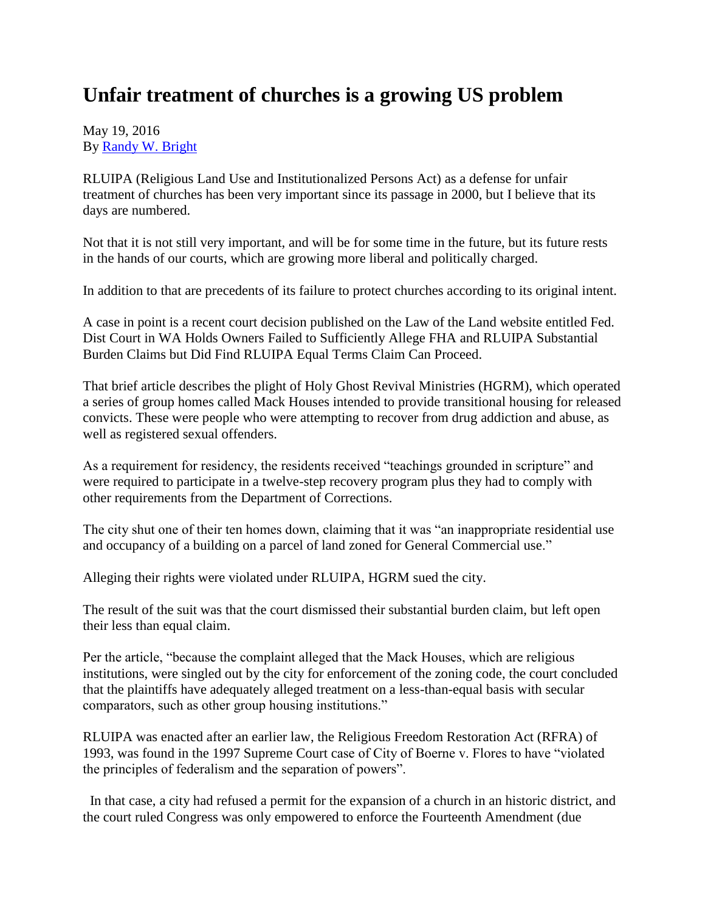# Unfair treatment of churches is a growing US problem

May 19, 2016
By [Randy W. Bright]()

RLUIPA (Religious Land Use and Institutionalized Persons Act) as a defense for unfair treatment of churches has been very important since its passage in 2000, but I believe that its days are numbered.

Not that it is not still very important, and will be for some time in the future, but its future rests in the hands of our courts, which are growing more liberal and politically charged.

In addition to that are precedents of its failure to protect churches according to its original intent.

A case in point is a recent court decision published on the Law of the Land website entitled Fed. Dist Court in WA Holds Owners Failed to Sufficiently Allege FHA and RLUIPA Substantial Burden Claims but Did Find RLUIPA Equal Terms Claim Can Proceed.

That brief article describes the plight of Holy Ghost Revival Ministries (HGRM), which operated a series of group homes called Mack Houses intended to provide transitional housing for released convicts. These were people who were attempting to recover from drug addiction and abuse, as well as registered sexual offenders.

As a requirement for residency, the residents received "teachings grounded in scripture" and were required to participate in a twelve-step recovery program plus they had to comply with other requirements from the Department of Corrections.

The city shut one of their ten homes down, claiming that it was "an inappropriate residential use and occupancy of a building on a parcel of land zoned for General Commercial use."

Alleging their rights were violated under RLUIPA, HGRM sued the city.

The result of the suit was that the court dismissed their substantial burden claim, but left open their less than equal claim.

Per the article, "because the complaint alleged that the Mack Houses, which are religious institutions, were singled out by the city for enforcement of the zoning code, the court concluded that the plaintiffs have adequately alleged treatment on a less-than-equal basis with secular comparators, such as other group housing institutions."

RLUIPA was enacted after an earlier law, the Religious Freedom Restoration Act (RFRA) of 1993, was found in the 1997 Supreme Court case of City of Boerne v. Flores to have "violated the principles of federalism and the separation of powers".

In that case, a city had refused a permit for the expansion of a church in an historic district, and the court ruled Congress was only empowered to enforce the Fourteenth Amendment (due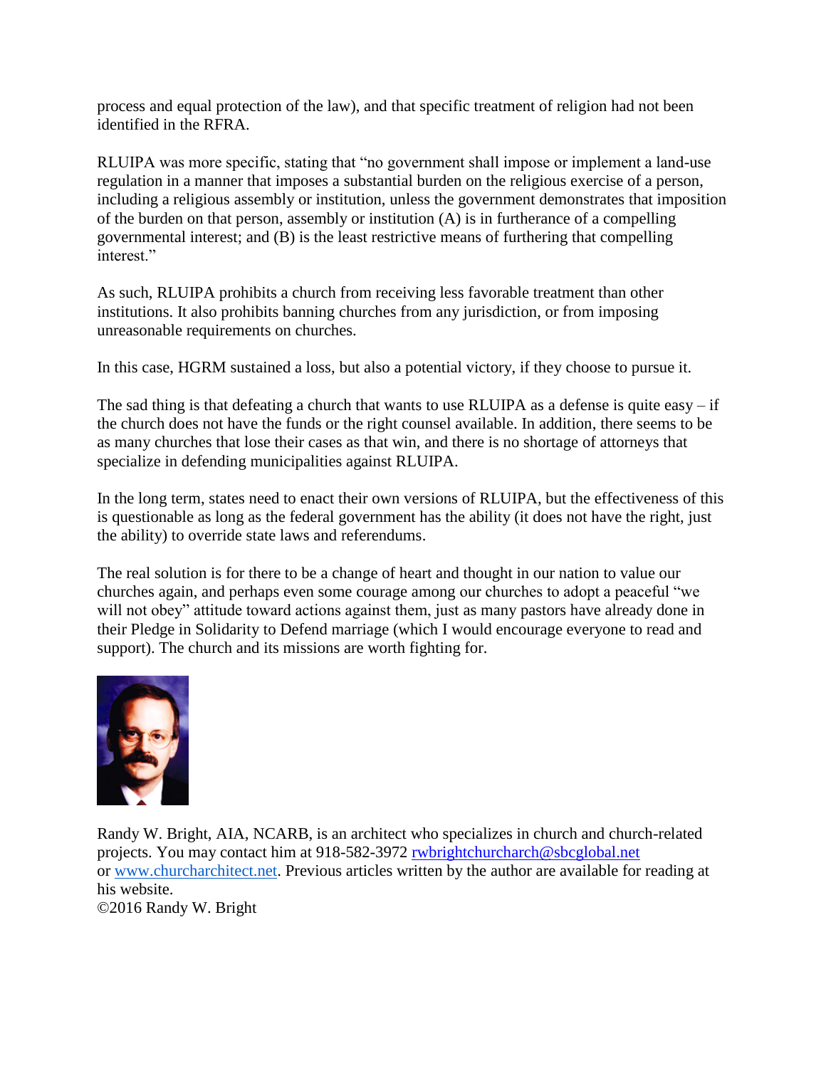process and equal protection of the law), and that specific treatment of religion had not been identified in the RFRA.

RLUIPA was more specific, stating that "no government shall impose or implement a land-use regulation in a manner that imposes a substantial burden on the religious exercise of a person, including a religious assembly or institution, unless the government demonstrates that imposition of the burden on that person, assembly or institution (A) is in furtherance of a compelling governmental interest; and (B) is the least restrictive means of furthering that compelling interest."

As such, RLUIPA prohibits a church from receiving less favorable treatment than other institutions. It also prohibits banning churches from any jurisdiction, or from imposing unreasonable requirements on churches.

In this case, HGRM sustained a loss, but also a potential victory, if they choose to pursue it.

The sad thing is that defeating a church that wants to use RLUIPA as a defense is quite easy – if the church does not have the funds or the right counsel available. In addition, there seems to be as many churches that lose their cases as that win, and there is no shortage of attorneys that specialize in defending municipalities against RLUIPA.

In the long term, states need to enact their own versions of RLUIPA, but the effectiveness of this is questionable as long as the federal government has the ability (it does not have the right, just the ability) to override state laws and referendums.

The real solution is for there to be a change of heart and thought in our nation to value our churches again, and perhaps even some courage among our churches to adopt a peaceful "we will not obey" attitude toward actions against them, just as many pastors have already done in their Pledge in Solidarity to Defend marriage (which I would encourage everyone to read and support). The church and its missions are worth fighting for.

Randy W. Bright, AIA, NCARB, is an architect who specializes in church and church-related projects. You may contact him at 918-582-3972 rwbrightchurcharch@sbcglobal.net or www.churcharchitect.net. Previous articles written by the author are available for reading at his website.
©2016 Randy W. Bright